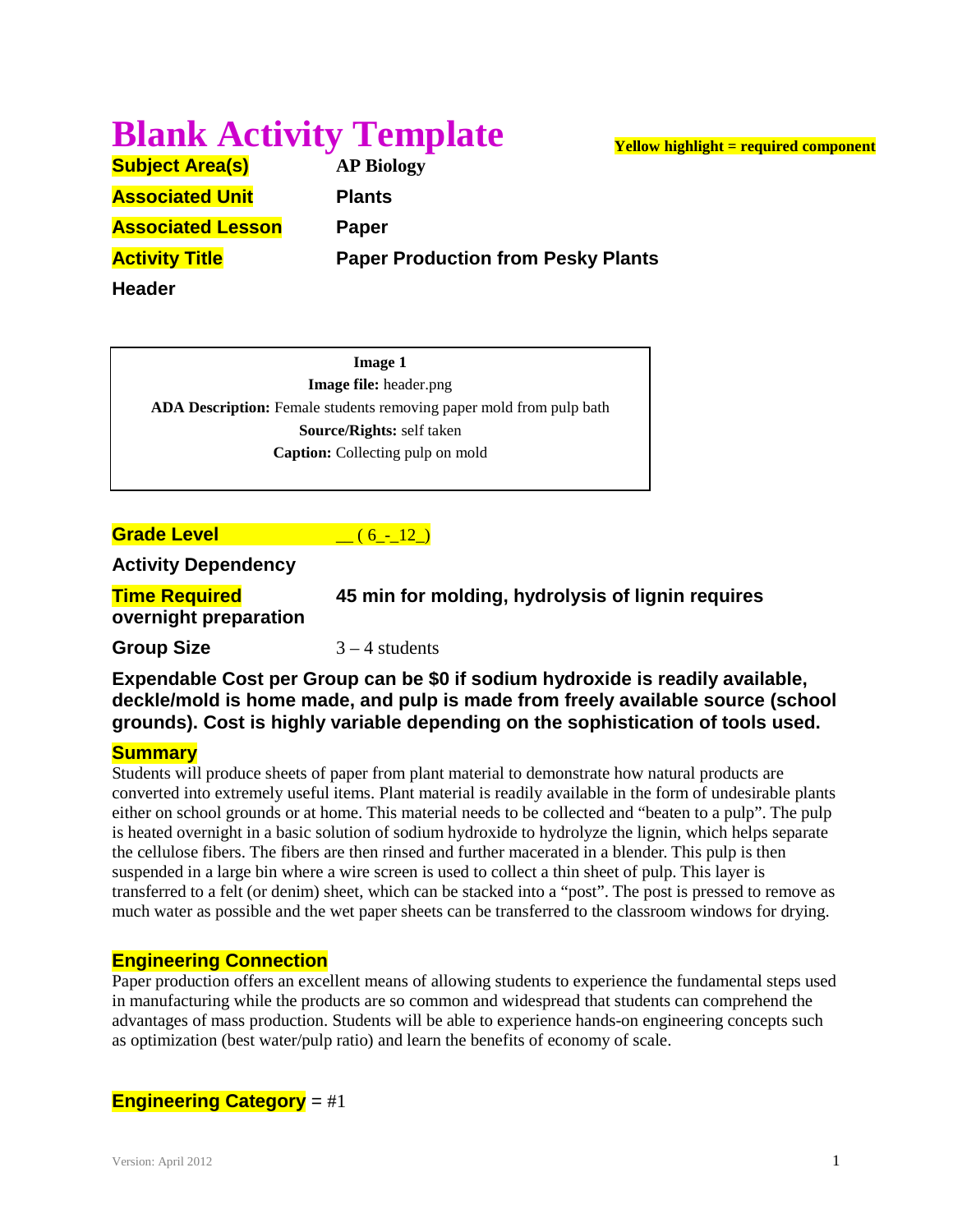# Blank Activity Template

**Yellow highlight = required component**

**Subject Area(s)** AP Biology

**Associated Unit** Plants

**Associated Lesson** Paper

**Activity Title** Paper Production from Pesky Plants

**Header**

**Image 1**

**Image file:** header.png

**ADA Description:** Female students removing paper mold from pulp bath

**Source/Rights:** self taken

**Caption:** Collecting pulp on mold

**Grade Level** __ ( 6_-_12_)

**Activity Dependency**

**Time Required** 45 min for molding, hydrolysis of lignin requires overnight preparation

**Group Size** 3 – 4 students

**Expendable Cost per Group can be $0 if sodium hydroxide is readily available, deckle/mold is home made, and pulp is made from freely available source (school grounds). Cost is highly variable depending on the sophistication of tools used.**

## Summary

Students will produce sheets of paper from plant material to demonstrate how natural products are converted into extremely useful items. Plant material is readily available in the form of undesirable plants either on school grounds or at home. This material needs to be collected and "beaten to a pulp". The pulp is heated overnight in a basic solution of sodium hydroxide to hydrolyze the lignin, which helps separate the cellulose fibers. The fibers are then rinsed and further macerated in a blender. This pulp is then suspended in a large bin where a wire screen is used to collect a thin sheet of pulp. This layer is transferred to a felt (or denim) sheet, which can be stacked into a "post". The post is pressed to remove as much water as possible and the wet paper sheets can be transferred to the classroom windows for drying.

## Engineering Connection

Paper production offers an excellent means of allowing students to experience the fundamental steps used in manufacturing while the products are so common and widespread that students can comprehend the advantages of mass production. Students will be able to experience hands-on engineering concepts such as optimization (best water/pulp ratio) and learn the benefits of economy of scale.

**Engineering Category** = #1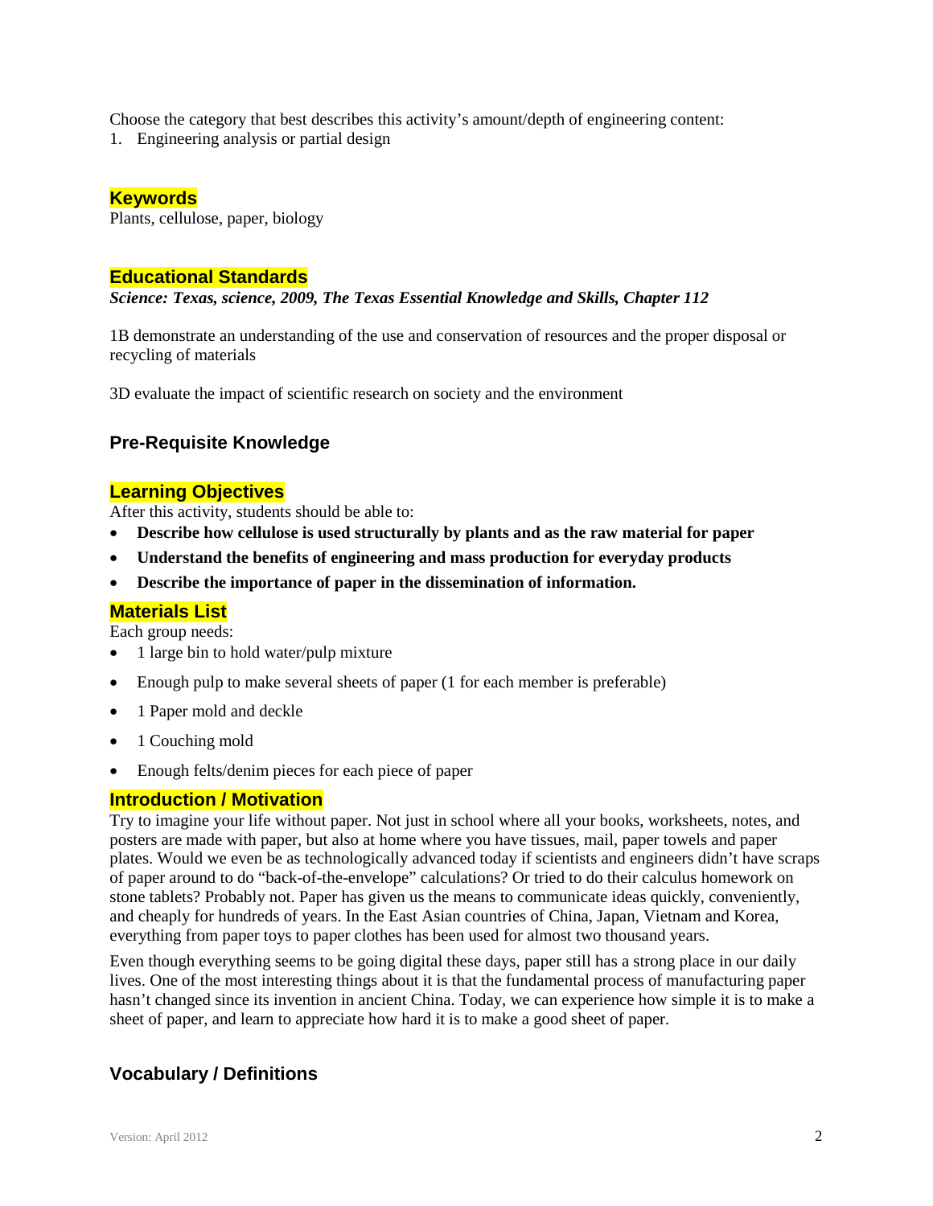Choose the category that best describes this activity's amount/depth of engineering content:

1. Engineering analysis or partial design

## Keywords

Plants, cellulose, paper, biology

## Educational Standards

***Science: Texas, science, 2009, The Texas Essential Knowledge and Skills, Chapter 112***

1B demonstrate an understanding of the use and conservation of resources and the proper disposal or recycling of materials

3D evaluate the impact of scientific research on society and the environment

## Pre-Requisite Knowledge

## Learning Objectives

After this activity, students should be able to:

- **Describe how cellulose is used structurally by plants and as the raw material for paper**
- **Understand the benefits of engineering and mass production for everyday products**
- **Describe the importance of paper in the dissemination of information.**

## Materials List

Each group needs:

- 1 large bin to hold water/pulp mixture
- Enough pulp to make several sheets of paper (1 for each member is preferable)
- 1 Paper mold and deckle
- 1 Couching mold
- Enough felts/denim pieces for each piece of paper

## Introduction / Motivation

Try to imagine your life without paper. Not just in school where all your books, worksheets, notes, and posters are made with paper, but also at home where you have tissues, mail, paper towels and paper plates. Would we even be as technologically advanced today if scientists and engineers didn't have scraps of paper around to do "back-of-the-envelope" calculations? Or tried to do their calculus homework on stone tablets? Probably not. Paper has given us the means to communicate ideas quickly, conveniently, and cheaply for hundreds of years. In the East Asian countries of China, Japan, Vietnam and Korea, everything from paper toys to paper clothes has been used for almost two thousand years.

Even though everything seems to be going digital these days, paper still has a strong place in our daily lives. One of the most interesting things about it is that the fundamental process of manufacturing paper hasn't changed since its invention in ancient China. Today, we can experience how simple it is to make a sheet of paper, and learn to appreciate how hard it is to make a good sheet of paper.

## Vocabulary / Definitions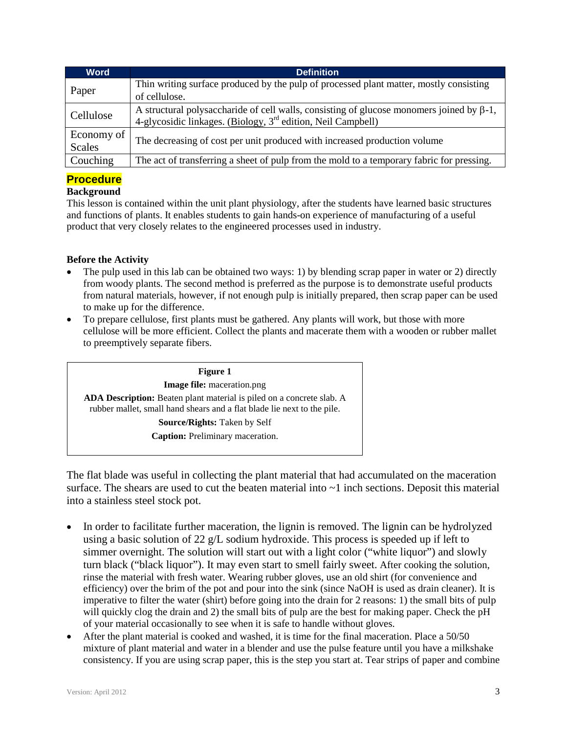| Word | Definition |
|---|---|
| Paper | Thin writing surface produced by the pulp of processed plant matter, mostly consisting of cellulose. |
| Cellulose | A structural polysaccharide of cell walls, consisting of glucose monomers joined by β-1, 4-glycosidic linkages. (Biology, 3rd edition, Neil Campbell) |
| Economy of Scales | The decreasing of cost per unit produced with increased production volume |
| Couching | The act of transferring a sheet of pulp from the mold to a temporary fabric for pressing. |

## Procedure

**Background**

This lesson is contained within the unit plant physiology, after the students have learned basic structures and functions of plants. It enables students to gain hands-on experience of manufacturing of a useful product that very closely relates to the engineered processes used in industry.

**Before the Activity**

- The pulp used in this lab can be obtained two ways: 1) by blending scrap paper in water or 2) directly from woody plants. The second method is preferred as the purpose is to demonstrate useful products from natural materials, however, if not enough pulp is initially prepared, then scrap paper can be used to make up for the difference.
- To prepare cellulose, first plants must be gathered. Any plants will work, but those with more cellulose will be more efficient. Collect the plants and macerate them with a wooden or rubber mallet to preemptively separate fibers.

**Figure 1**

**Image file:** maceration.png

**ADA Description:** Beaten plant material is piled on a concrete slab. A rubber mallet, small hand shears and a flat blade lie next to the pile.

**Source/Rights:** Taken by Self

**Caption:** Preliminary maceration.

The flat blade was useful in collecting the plant material that had accumulated on the maceration surface. The shears are used to cut the beaten material into ~1 inch sections. Deposit this material into a stainless steel stock pot.

- In order to facilitate further maceration, the lignin is removed. The lignin can be hydrolyzed using a basic solution of 22 g/L sodium hydroxide. This process is speeded up if left to simmer overnight. The solution will start out with a light color ("white liquor") and slowly turn black ("black liquor"). It may even start to smell fairly sweet. After cooking the solution, rinse the material with fresh water. Wearing rubber gloves, use an old shirt (for convenience and efficiency) over the brim of the pot and pour into the sink (since NaOH is used as drain cleaner). It is imperative to filter the water (shirt) before going into the drain for 2 reasons: 1) the small bits of pulp will quickly clog the drain and 2) the small bits of pulp are the best for making paper. Check the pH of your material occasionally to see when it is safe to handle without gloves.
- After the plant material is cooked and washed, it is time for the final maceration. Place a 50/50 mixture of plant material and water in a blender and use the pulse feature until you have a milkshake consistency. If you are using scrap paper, this is the step you start at. Tear strips of paper and combine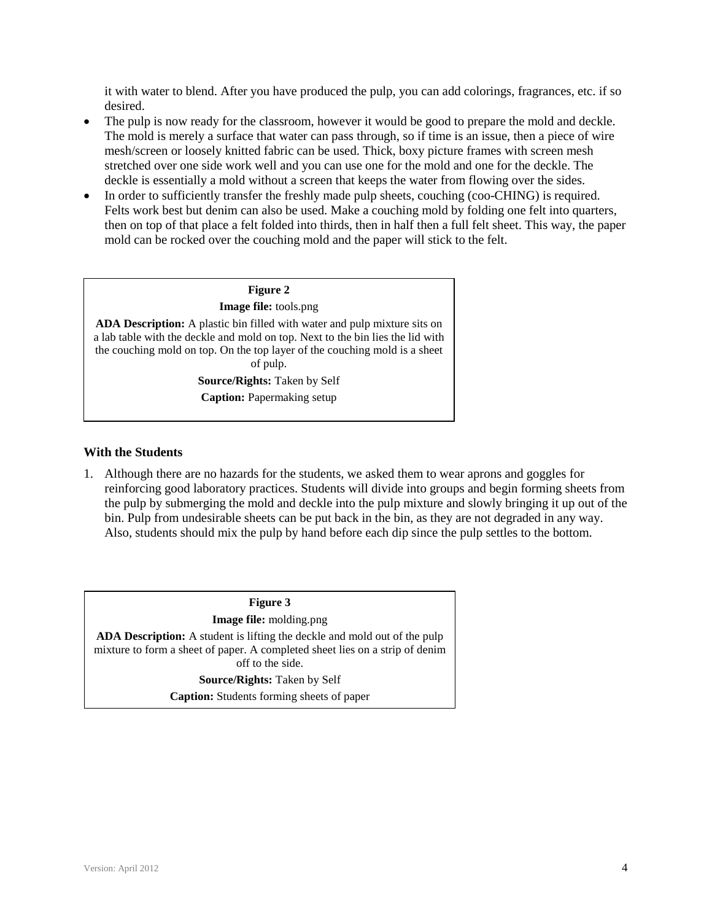it with water to blend. After you have produced the pulp, you can add colorings, fragrances, etc. if so desired.

- The pulp is now ready for the classroom, however it would be good to prepare the mold and deckle. The mold is merely a surface that water can pass through, so if time is an issue, then a piece of wire mesh/screen or loosely knitted fabric can be used. Thick, boxy picture frames with screen mesh stretched over one side work well and you can use one for the mold and one for the deckle. The deckle is essentially a mold without a screen that keeps the water from flowing over the sides.
- In order to sufficiently transfer the freshly made pulp sheets, couching (coo-CHING) is required. Felts work best but denim can also be used. Make a couching mold by folding one felt into quarters, then on top of that place a felt folded into thirds, then in half then a full felt sheet. This way, the paper mold can be rocked over the couching mold and the paper will stick to the felt.

**Figure 2**

**Image file:** tools.png

**ADA Description:** A plastic bin filled with water and pulp mixture sits on a lab table with the deckle and mold on top. Next to the bin lies the lid with the couching mold on top. On the top layer of the couching mold is a sheet of pulp.

**Source/Rights:** Taken by Self

**Caption:** Papermaking setup

### With the Students

1. Although there are no hazards for the students, we asked them to wear aprons and goggles for reinforcing good laboratory practices. Students will divide into groups and begin forming sheets from the pulp by submerging the mold and deckle into the pulp mixture and slowly bringing it up out of the bin. Pulp from undesirable sheets can be put back in the bin, as they are not degraded in any way. Also, students should mix the pulp by hand before each dip since the pulp settles to the bottom.

**Figure 3**

**Image file:** molding.png

**ADA Description:** A student is lifting the deckle and mold out of the pulp mixture to form a sheet of paper. A completed sheet lies on a strip of denim off to the side.

**Source/Rights:** Taken by Self

**Caption:** Students forming sheets of paper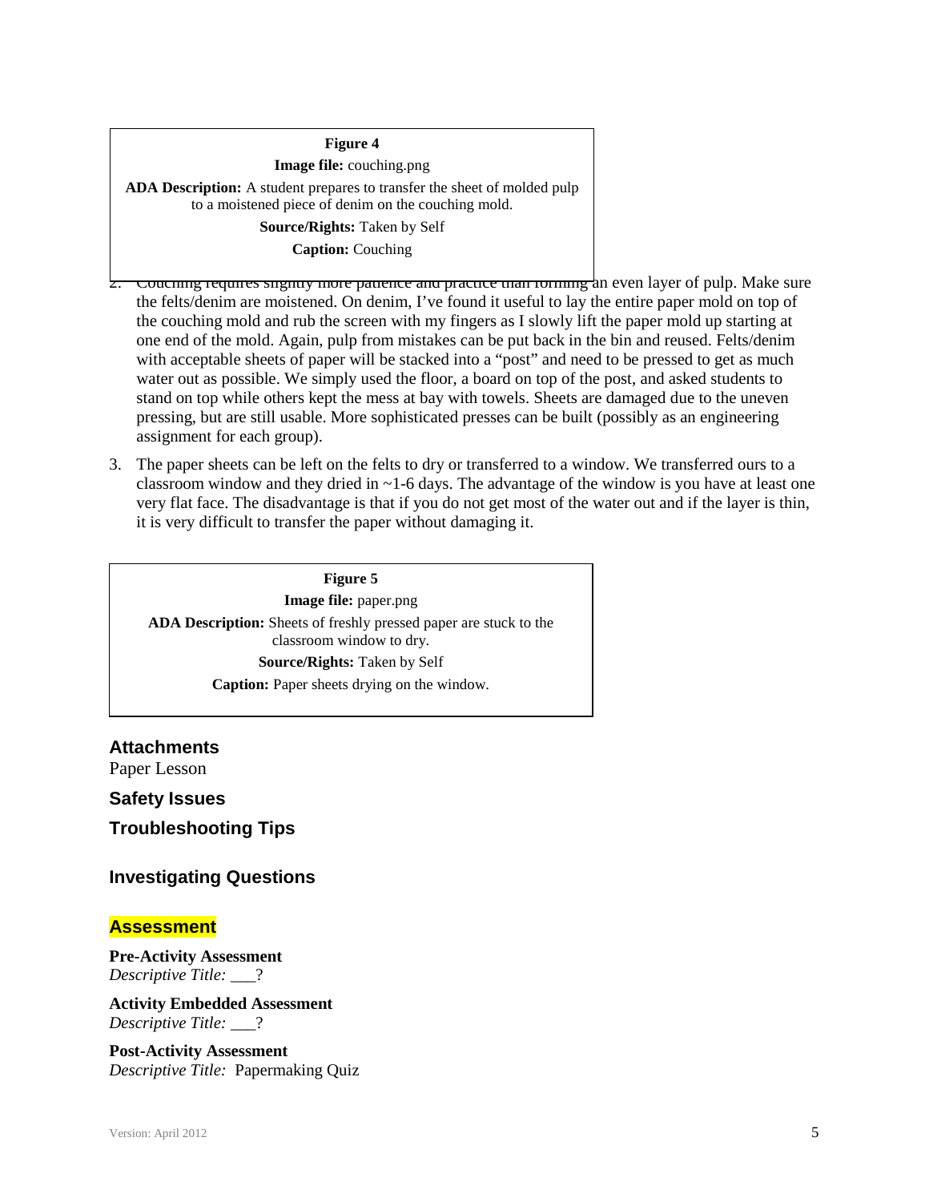**Figure 4**

**Image file:** couching.png

**ADA Description:** A student prepares to transfer the sheet of molded pulp to a moistened piece of denim on the couching mold.

**Source/Rights:** Taken by Self

**Caption:** Couching

2. Couching requires slightly more patience and practice than forming an even layer of pulp. Make sure the felts/denim are moistened. On denim, I've found it useful to lay the entire paper mold on top of the couching mold and rub the screen with my fingers as I slowly lift the paper mold up starting at one end of the mold. Again, pulp from mistakes can be put back in the bin and reused. Felts/denim with acceptable sheets of paper will be stacked into a "post" and need to be pressed to get as much water out as possible. We simply used the floor, a board on top of the post, and asked students to stand on top while others kept the mess at bay with towels. Sheets are damaged due to the uneven pressing, but are still usable. More sophisticated presses can be built (possibly as an engineering assignment for each group).

3. The paper sheets can be left on the felts to dry or transferred to a window. We transferred ours to a classroom window and they dried in ~1-6 days. The advantage of the window is you have at least one very flat face. The disadvantage is that if you do not get most of the water out and if the layer is thin, it is very difficult to transfer the paper without damaging it.

**Figure 5**

**Image file:** paper.png

**ADA Description:** Sheets of freshly pressed paper are stuck to the classroom window to dry.

**Source/Rights:** Taken by Self

**Caption:** Paper sheets drying on the window.

## Attachments

Paper Lesson

## Safety Issues

## Troubleshooting Tips

## Investigating Questions

## Assessment

**Pre-Activity Assessment**
*Descriptive Title:* ___?

**Activity Embedded Assessment**
*Descriptive Title:* ___?

**Post-Activity Assessment**
*Descriptive Title:* Papermaking Quiz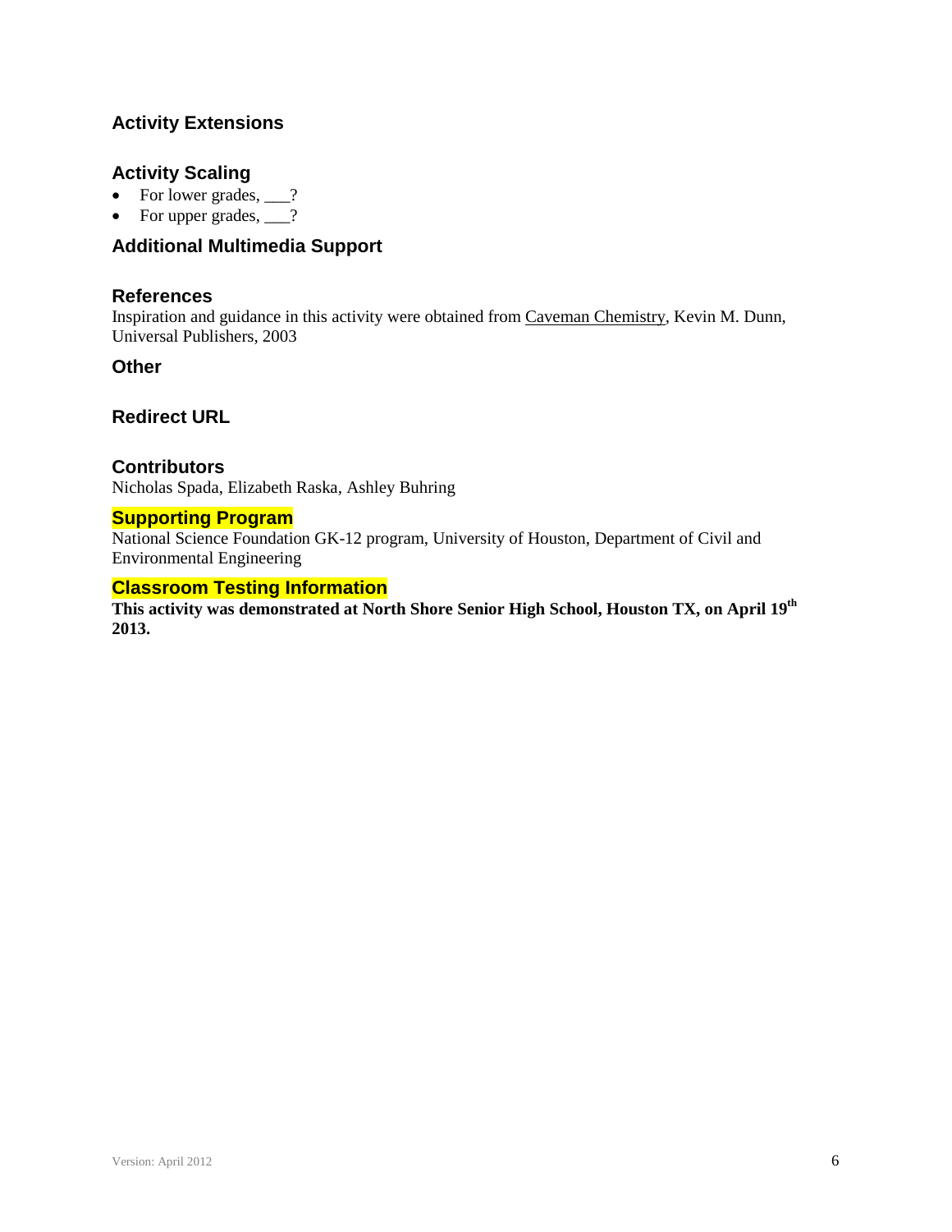### Activity Extensions

### Activity Scaling

- For lower grades, ___?
- For upper grades, ___?

### Additional Multimedia Support

### References

Inspiration and guidance in this activity were obtained from Caveman Chemistry, Kevin M. Dunn, Universal Publishers, 2003

### Other

### Redirect URL

### Contributors

Nicholas Spada, Elizabeth Raska, Ashley Buhring

### Supporting Program

National Science Foundation GK-12 program, University of Houston, Department of Civil and Environmental Engineering

### Classroom Testing Information

**This activity was demonstrated at North Shore Senior High School, Houston TX, on April 19th 2013.**